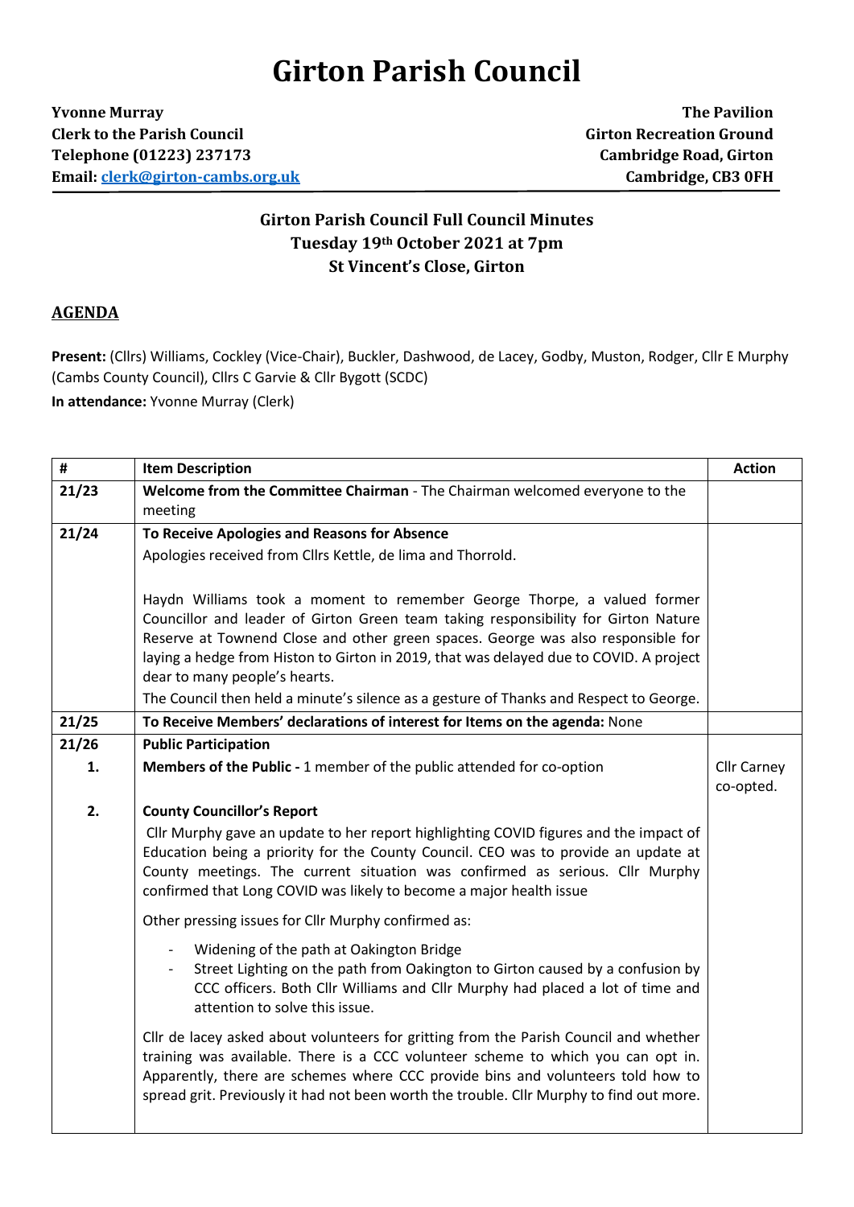# Girton Parish Council

**Yvonne Murray**
**Clerk to the Parish Council**
**Telephone (01223) 237173**
**Email: clerk@girton-cambs.org.uk**

**The Pavilion**
**Girton Recreation Ground**
**Cambridge Road, Girton**
**Cambridge, CB3 0FH**

## Girton Parish Council Full Council Minutes
## Tuesday 19th October 2021 at 7pm
## St Vincent's Close, Girton

### AGENDA

**Present:** (Cllrs) Williams, Cockley (Vice-Chair), Buckler, Dashwood, de Lacey, Godby, Muston, Rodger, Cllr E Murphy (Cambs County Council), Cllrs C Garvie & Cllr Bygott (SCDC)

**In attendance:** Yvonne Murray (Clerk)

| # | Item Description | Action |
|---|---|---|
| 21/23 | **Welcome from the Committee Chairman** - The Chairman welcomed everyone to the meeting | |
| 21/24 | **To Receive Apologies and Reasons for Absence**<br>Apologies received from Cllrs Kettle, de lima and Thorrold.<br><br>Haydn Williams took a moment to remember George Thorpe, a valued former Councillor and leader of Girton Green team taking responsibility for Girton Nature Reserve at Townend Close and other green spaces. George was also responsible for laying a hedge from Histon to Girton in 2019, that was delayed due to COVID. A project dear to many people's hearts.<br>The Council then held a minute's silence as a gesture of Thanks and Respect to George. | |
| 21/25 | **To Receive Members' declarations of interest for Items on the agenda:** None | |
| 21/26 | **Public Participation** | |
| 1. | **Members of the Public -** 1 member of the public attended for co-option | Cllr Carney co-opted. |
| 2. | **County Councillor's Report**<br>Cllr Murphy gave an update to her report highlighting COVID figures and the impact of Education being a priority for the County Council. CEO was to provide an update at County meetings. The current situation was confirmed as serious. Cllr Murphy confirmed that Long COVID was likely to become a major health issue<br><br>Other pressing issues for Cllr Murphy confirmed as:<br>- Widening of the path at Oakington Bridge<br>- Street Lighting on the path from Oakington to Girton caused by a confusion by CCC officers. Both Cllr Williams and Cllr Murphy had placed a lot of time and attention to solve this issue.<br><br>Cllr de lacey asked about volunteers for gritting from the Parish Council and whether training was available. There is a CCC volunteer scheme to which you can opt in. Apparently, there are schemes where CCC provide bins and volunteers told how to spread grit. Previously it had not been worth the trouble. Cllr Murphy to find out more. | |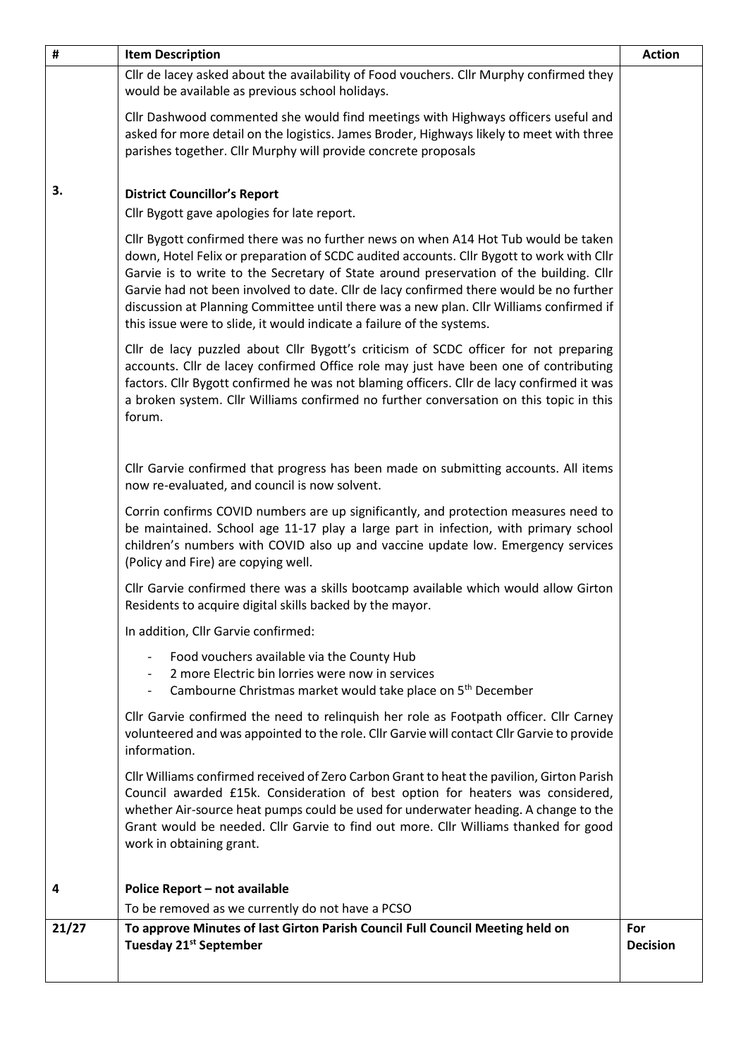| # | Item Description | Action |
|---|---|---|
| | Cllr de lacey asked about the availability of Food vouchers. Cllr Murphy confirmed they would be available as previous school holidays.<br><br>Cllr Dashwood commented she would find meetings with Highways officers useful and asked for more detail on the logistics. James Broder, Highways likely to meet with three parishes together. Cllr Murphy will provide concrete proposals | |
| **3.** | **District Councillor's Report**<br>Cllr Bygott gave apologies for late report.<br><br>Cllr Bygott confirmed there was no further news on when A14 Hot Tub would be taken down, Hotel Felix or preparation of SCDC audited accounts. Cllr Bygott to work with Cllr Garvie is to write to the Secretary of State around preservation of the building. Cllr Garvie had not been involved to date. Cllr de lacy confirmed there would be no further discussion at Planning Committee until there was a new plan. Cllr Williams confirmed if this issue were to slide, it would indicate a failure of the systems.<br><br>Cllr de lacy puzzled about Cllr Bygott's criticism of SCDC officer for not preparing accounts. Cllr de lacey confirmed Office role may just have been one of contributing factors. Cllr Bygott confirmed he was not blaming officers. Cllr de lacy confirmed it was a broken system. Cllr Williams confirmed no further conversation on this topic in this forum.<br><br>Cllr Garvie confirmed that progress has been made on submitting accounts. All items now re-evaluated, and council is now solvent.<br><br>Corrin confirms COVID numbers are up significantly, and protection measures need to be maintained. School age 11-17 play a large part in infection, with primary school children's numbers with COVID also up and vaccine update low. Emergency services (Policy and Fire) are copying well.<br><br>Cllr Garvie confirmed there was a skills bootcamp available which would allow Girton Residents to acquire digital skills backed by the mayor.<br><br>In addition, Cllr Garvie confirmed:<br>- Food vouchers available via the County Hub<br>- 2 more Electric bin lorries were now in services<br>- Cambourne Christmas market would take place on 5th December<br><br>Cllr Garvie confirmed the need to relinquish her role as Footpath officer. Cllr Carney volunteered and was appointed to the role. Cllr Garvie will contact Cllr Garvie to provide information.<br><br>Cllr Williams confirmed received of Zero Carbon Grant to heat the pavilion, Girton Parish Council awarded £15k. Consideration of best option for heaters was considered, whether Air-source heat pumps could be used for underwater heading. A change to the Grant would be needed. Cllr Garvie to find out more. Cllr Williams thanked for good work in obtaining grant. | |
| **4** | **Police Report – not available**<br>To be removed as we currently do not have a PCSO | |
| **21/27** | **To approve Minutes of last Girton Parish Council Full Council Meeting held on Tuesday 21st September** | **For Decision** |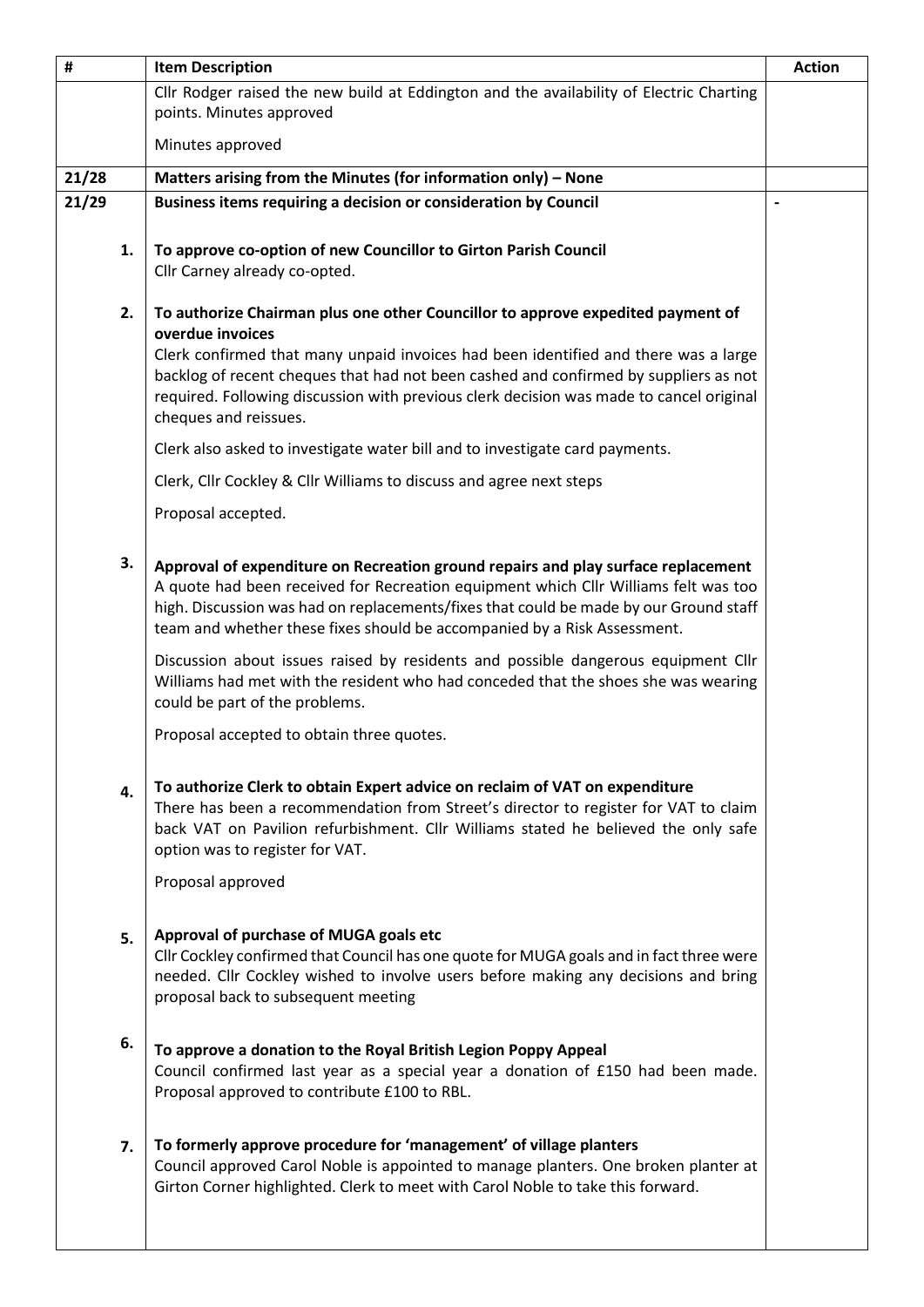| # | Item Description | Action |
| --- | --- | --- |
| | Cllr Rodger raised the new build at Eddington and the availability of Electric Charting points. Minutes approved<br><br>Minutes approved | |
| **21/28** | **Matters arising from the Minutes (for information only) – None** | |
| **21/29** | **Business items requiring a decision or consideration by Council** | - |
| 1. | **To approve co-option of new Councillor to Girton Parish Council**<br>Cllr Carney already co-opted. | |
| 2. | **To authorize Chairman plus one other Councillor to approve expedited payment of overdue invoices**<br>Clerk confirmed that many unpaid invoices had been identified and there was a large backlog of recent cheques that had not been cashed and confirmed by suppliers as not required. Following discussion with previous clerk decision was made to cancel original cheques and reissues.<br><br>Clerk also asked to investigate water bill and to investigate card payments.<br><br>Clerk, Cllr Cockley & Cllr Williams to discuss and agree next steps<br><br>Proposal accepted. | |
| 3. | **Approval of expenditure on Recreation ground repairs and play surface replacement**<br>A quote had been received for Recreation equipment which Cllr Williams felt was too high. Discussion was had on replacements/fixes that could be made by our Ground staff team and whether these fixes should be accompanied by a Risk Assessment.<br><br>Discussion about issues raised by residents and possible dangerous equipment Cllr Williams had met with the resident who had conceded that the shoes she was wearing could be part of the problems.<br><br>Proposal accepted to obtain three quotes. | |
| 4. | **To authorize Clerk to obtain Expert advice on reclaim of VAT on expenditure**<br>There has been a recommendation from Street's director to register for VAT to claim back VAT on Pavilion refurbishment. Cllr Williams stated he believed the only safe option was to register for VAT.<br><br>Proposal approved | |
| 5. | **Approval of purchase of MUGA goals etc**<br>Cllr Cockley confirmed that Council has one quote for MUGA goals and in fact three were needed. Cllr Cockley wished to involve users before making any decisions and bring proposal back to subsequent meeting | |
| 6. | **To approve a donation to the Royal British Legion Poppy Appeal**<br>Council confirmed last year as a special year a donation of £150 had been made. Proposal approved to contribute £100 to RBL. | |
| 7. | **To formerly approve procedure for 'management' of village planters**<br>Council approved Carol Noble is appointed to manage planters. One broken planter at Girton Corner highlighted. Clerk to meet with Carol Noble to take this forward. | |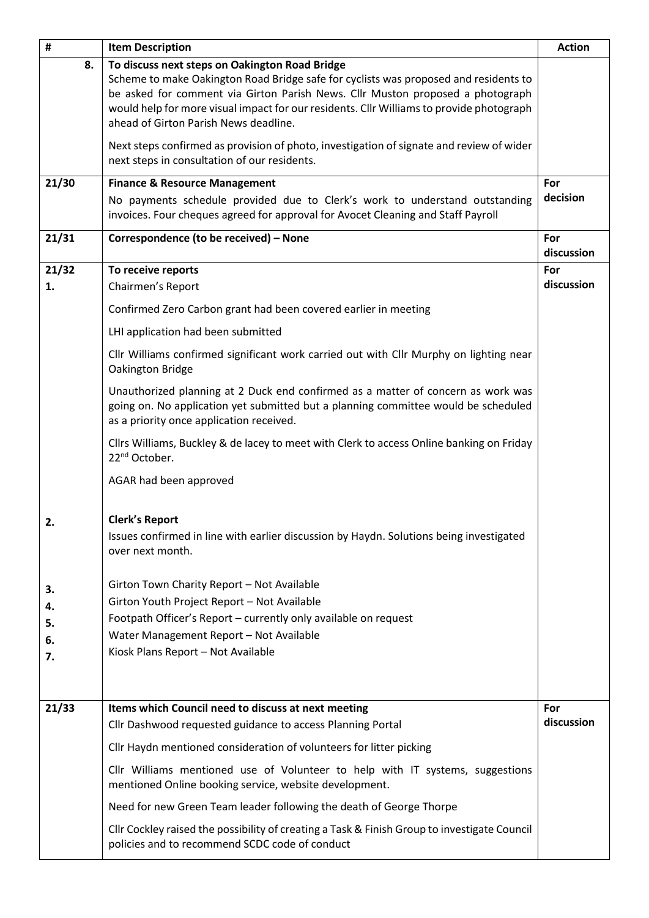| # | Item Description | Action |
|---|---|---|
| 8. | **To discuss next steps on Oakington Road Bridge**<br>Scheme to make Oakington Road Bridge safe for cyclists was proposed and residents to be asked for comment via Girton Parish News. Cllr Muston proposed a photograph would help for more visual impact for our residents. Cllr Williams to provide photograph ahead of Girton Parish News deadline.<br><br>Next steps confirmed as provision of photo, investigation of signate and review of wider next steps in consultation of our residents. | |
| 21/30 | **Finance & Resource Management**<br>No payments schedule provided due to Clerk's work to understand outstanding invoices. Four cheques agreed for approval for Avocet Cleaning and Staff Payroll | For decision |
| 21/31 | **Correspondence (to be received) – None** | For discussion |
| 21/32<br>1. | **To receive reports**<br>Chairmen's Report<br><br>Confirmed Zero Carbon grant had been covered earlier in meeting<br><br>LHI application had been submitted<br><br>Cllr Williams confirmed significant work carried out with Cllr Murphy on lighting near Oakington Bridge<br><br>Unauthorized planning at 2 Duck end confirmed as a matter of concern as work was going on. No application yet submitted but a planning committee would be scheduled as a priority once application received.<br><br>Cllrs Williams, Buckley & de lacey to meet with Clerk to access Online banking on Friday 22nd October.<br><br>AGAR had been approved | For discussion |
| 2. | **Clerk's Report**<br>Issues confirmed in line with earlier discussion by Haydn. Solutions being investigated over next month. | |
| 3.<br>4.<br>5.<br>6.<br>7. | Girton Town Charity Report – Not Available<br>Girton Youth Project Report – Not Available<br>Footpath Officer's Report – currently only available on request<br>Water Management Report – Not Available<br>Kiosk Plans Report – Not Available | |
| 21/33 | **Items which Council need to discuss at next meeting**<br>Cllr Dashwood requested guidance to access Planning Portal<br><br>Cllr Haydn mentioned consideration of volunteers for litter picking<br><br>Cllr Williams mentioned use of Volunteer to help with IT systems, suggestions mentioned Online booking service, website development.<br><br>Need for new Green Team leader following the death of George Thorpe<br><br>Cllr Cockley raised the possibility of creating a Task & Finish Group to investigate Council policies and to recommend SCDC code of conduct | For discussion |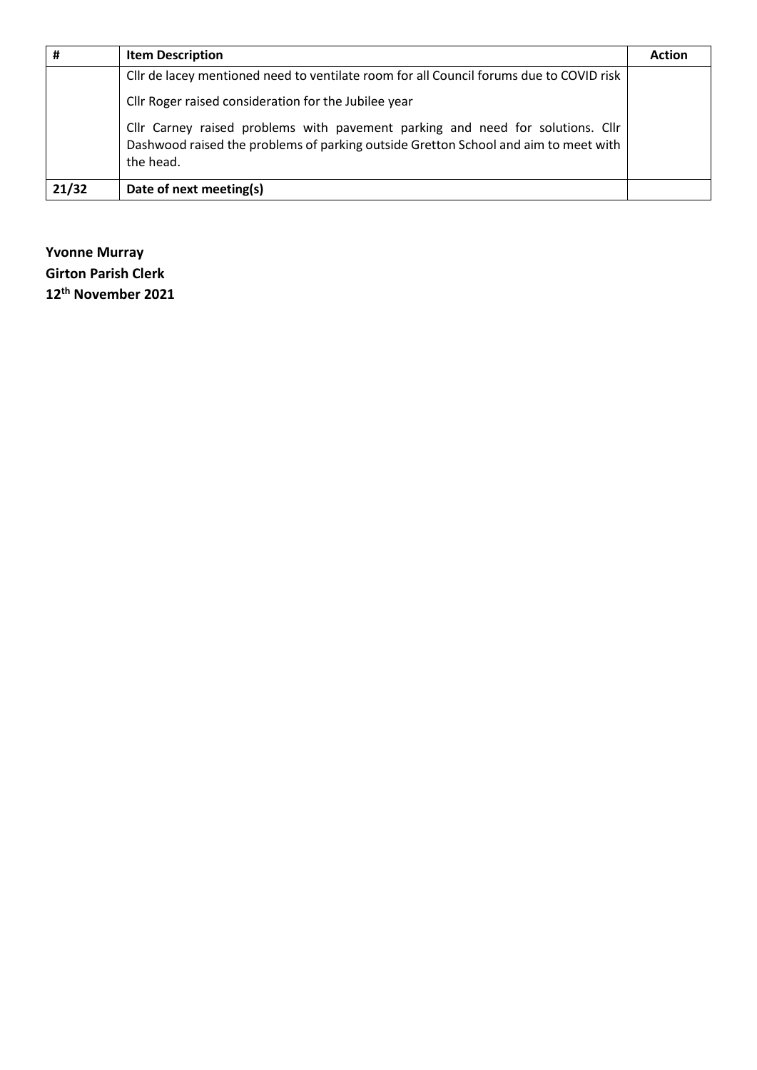| # | Item Description | Action |
|---|---|---|
| | Cllr de lacey mentioned need to ventilate room for all Council forums due to COVID risk<br><br>Cllr Roger raised consideration for the Jubilee year<br><br>Cllr Carney raised problems with pavement parking and need for solutions. Cllr Dashwood raised the problems of parking outside Gretton School and aim to meet with the head. | |
| **21/32** | **Date of next meeting(s)** | |

**Yvonne Murray**
**Girton Parish Clerk**
**12th November 2021**